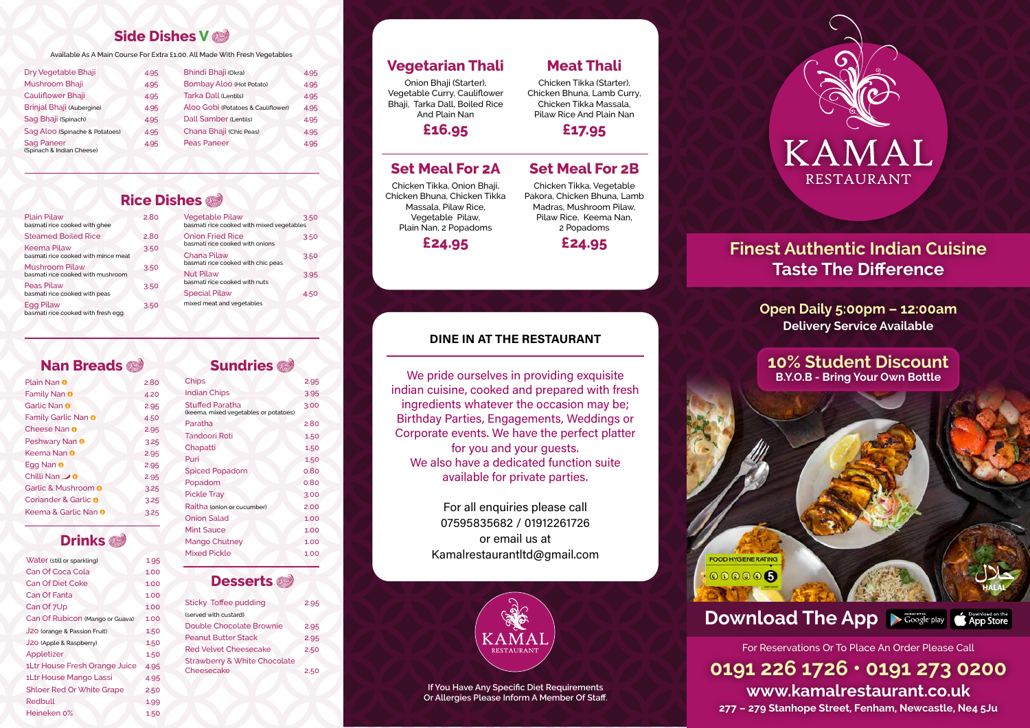## Side Dishes V

Available As A Main Course For Extra £1.00. All Made With Fresh Vegetables

| Item | Price |
|---|---|
| Dry Vegetable Bhaji | 4.95 |
| Mushroom Bhaji | 4.95 |
| Cauliflower Bhaji | 4.95 |
| Brinjal Bhaji (Aubergine) | 4.95 |
| Sag Bhaji (Spinach) | 4.95 |
| Sag Aloo (Spinache & Potatoes) | 4.95 |
| Sag Paneer (Spinach & Indian Cheese) | 4.95 |
| Bhindi Bhaji (Okra) | 4.95 |
| Bombay Aloo (Hot Potato) | 4.95 |
| Tarka Dall (Lentils) | 4.95 |
| Aloo Gobi (Potatoes & Cauliflower) | 4.95 |
| Dall Samber (Lentils) | 4.95 |
| Chana Bhaji (Chic Peas) | 4.95 |
| Peas Paneer | 4.95 |

## Rice Dishes

| Item | Price |
|---|---|
| Plain Pilaw – basmati rice cooked with ghee | 2.80 |
| Steamed Boiled Rice | 2.80 |
| Keema Pilaw – basmati rice cooked with mince meat | 3.50 |
| Mushroom Pilaw – basmati rice cooked with mushroom | 3.50 |
| Peas Pilaw – basmati rice cooked with peas | 3.50 |
| Egg Pilaw – basmati rice cooked with fresh egg | 3.50 |
| Vegetable Pilaw – basmati rice cooked with mixed vegetables | 3.50 |
| Onion Fried Rice – basmati rice cooked with onions | 3.50 |
| Chana Pilaw – basmati rice cooked with chic peas | 3.50 |
| Nut Pilaw – basmati rice cooked with nuts | 3.95 |
| Special Pilaw – mixed meat and vegetables | 4.50 |

## Nan Breads

| Item | Price |
|---|---|
| Plain Nan | 2.80 |
| Family Nan | 4.20 |
| Garlic Nan | 2.95 |
| Family Garlic Nan | 4.50 |
| Cheese Nan | 2.95 |
| Peshwary Nan | 3.25 |
| Keema Nan | 2.95 |
| Egg Nan | 2.95 |
| Chilli Nan | 2.95 |
| Garlic & Mushroom | 3.25 |
| Coriander & Garlic | 3.25 |
| Keema & Garlic Nan | 3.25 |

## Drinks

| Item | Price |
|---|---|
| Water (still or sparkling) | 1.95 |
| Can Of Coca Cola | 1.00 |
| Can Of Diet Coke | 1.00 |
| Can Of Fanta | 1.00 |
| Can Of 7Up | 1.00 |
| Can Of Rubicon (Mango or Guava) | 1.00 |
| J2O (orange & Passion Fruit) | 1.50 |
| J2O (Apple & Raspberry) | 1.50 |
| Appletizer | 1.50 |
| 1Ltr House Fresh Orange Juice | 4.95 |
| 1Ltr House Mango Lassi | 4.95 |
| Shloer Red Or White Grape | 2.50 |
| Redbull | 1.99 |
| Heineken 0% | 1.50 |

## Sundries

| Item | Price |
|---|---|
| Chips | 2.95 |
| Indian Chips | 3.95 |
| Stuffed Paratha (keema, mixed vegetables or potatoes) | 3.00 |
| Paratha | 2.80 |
| Tandoori Roti | 1.50 |
| Chapatti | 1.50 |
| Puri | 1.50 |
| Spiced Popadom | 0.80 |
| Popadom | 0.80 |
| Pickle Tray | 3.00 |
| Raitha (onion or cucumber) | 2.00 |
| Onion Salad | 1.00 |
| Mint Sauce | 1.00 |
| Mango Chutney | 1.00 |
| Mixed Pickle | 1.00 |

## Desserts

| Item | Price |
|---|---|
| Sticky Toffee pudding (served with custard) | 2.95 |
| Double Chocolate Brownie | 2.95 |
| Peanut Butter Stack | 2.95 |
| Red Velvet Cheesecake | 2.50 |
| Strawberry & White Chocolate Cheesecake | 2.50 |

## Vegetarian Thali

Onion Bhaji (Starter), Vegetable Curry, Cauliflower Bhaji, Tarka Dall, Boiled Rice And Plain Nan

**£16.95**

## Meat Thali

Chicken Tikka (Starter), Chicken Bhuna, Lamb Curry, Chicken Tikka Massala, Pilaw Rice And Plain Nan

**£17.95**

## Set Meal For 2A

Chicken Tikka, Onion Bhaji, Chicken Bhuna, Chicken Tikka Massala, Pilaw Rice, Vegetable Pilaw, Plain Nan, 2 Popadoms

**£24.95**

## Set Meal For 2B

Chicken Tikka, Vegetable Pakora, Chicken Bhuna, Lamb Madras, Mushroom Pilaw, Pilaw Rice, Keema Nan, 2 Popadoms

**£24.95**

## DINE IN AT THE RESTAURANT

We pride ourselves in providing exquisite indian cuisine, cooked and prepared with fresh ingredients whatever the occasion may be; Birthday Parties, Engagements, Weddings or Corporate events. We have the perfect platter for you and your guests.
We also have a dedicated function suite available for private parties.

For all enquiries please call
07595835682 / 01912261726
or email us at
Kamalrestaurantltd@gmail.com

KAMAL RESTAURANT

If You Have Any Specific Diet Requirements Or Allergies Please Inform A Member Of Staff.

# KAMAL
RESTAURANT

## Finest Authentic Indian Cuisine
## Taste The Difference

**Open Daily 5:00pm – 12:00am**
**Delivery Service Available**

**10% Student Discount**
**B.Y.O.B - Bring Your Own Bottle**

FOOD HYGIENE RATING 0 1 2 3 4 5

حلال HALAL

## Download The App

Google play · App Store

For Reservations Or To Place An Order Please Call

**0191 226 1726 • 0191 273 0200**

**www.kamalrestaurant.co.uk**

**277 – 279 Stanhope Street, Fenham, Newcastle, Ne4 5Ju**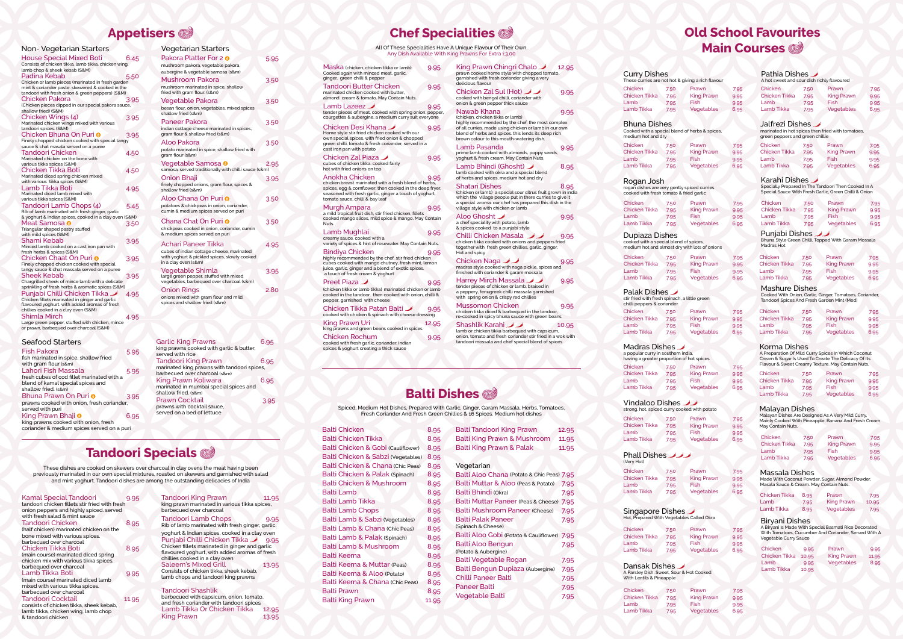# Appetisers

## Non- Vegetarian Starters

House Special Mixed Boti 6.45
Consists of chicken tikka, lamb tikka, chicken wing, lamb chop & sheek kebab (S&M)

Padina Kebab 5.50
Chicken or lamb pieces (marinated in fresh garden mint & coriander paste, skewered & cooked in the tandoori with fresh onion & green peppers) (S&M)

Chicken Pakora 3.95
(Chicken pieces dipped in our special pakora sauce, shallow fried) (S&M)

Chicken Wings (4) 3.95
Marinated chicken wings mixed with various tandoori spices. (S&M)

Chicken Bhuna On Puri 3.95
Finely chopped chicken cooked with special tangy sauce & chat masala served on a puree

Tandoori Chicken 4.50
Marinated chicken on the bone with various tikka spices (S&M)

Chicken Tikka Boti 4.50
Marinated diced spring chicken mixed with various tikka spices (S&M)

Lamb Tikka Boti 4.95
Marinated diced lamb mixed with various tikka spices (S&M)

Tandoori Lamb Chops (4) 5.45
Rib of lamb marinated with fresh ginger, garlic & yoghurt & indian spices, cooked in a clay oven (S&M)

Meat Samosa 3.50
Triangular shaped pastry stuffed with mild spices (S&M)

Shami Kebab 3.95
Minced lamb cooked on a cast iron pan with fresh herbs & spices (S&M)

Chicken Chaat On Puri 3.95
Finely chopped chicken cooked with special tangy sauce & chat massala served on a puree

Sheek Kebab 3.95
Chargrilled sheek of mince lamb with a delicate sprinkling of fresh herbs & aromatic spices (S&M)

Punjabi Chilli Chicken Tikka 4.95
Chicken fillets marinated in ginger and garlic flavoured yoghurt, with added aromas of fresh chillies cooked in a clay oven (S&M)

Shimla Mirch 4.95
Large green pepper, stuffed with chicken, mince or prawn, barbequed over charcoal (S&M)

## Vegetarian Starters

Pakora Platter For 2 5.95
mushroom pakora, vegetable pakora, aubergine & vegetable samosa (s&m)

Mushroom Pakora 3.50
mushroom marinated in spice, shallow fried with gram flour. (s&m)

Vegetable Pakora 3.50
besan flour, onion, vegetables, mixed spices shallow fried (s&m)

Paneer Pakora 3.50
indian cottage cheese marinated in spices, gram flour & shallow fried (s&m)

Aloo Pakora 3.50
potato marinated in spice, shallow fried with gram flour (s&m)

Vegetable Samosa 2.95
samosa, served traditionally with chilli sauce (s&m)

Onion Bhaji 3.95
finely chopped onions, gram flour, spices & shallow fried (s&m)

Aloo Chana On Puri 3.50
potatoes & chickpeas in onion, coriander, cumin & medium spices served on puri

Chana Chat On Puri 3.50
chickpeas cooked in onion, coriander, cumin & medium spices served on puri

Achari Paneer Tikka 4.95
cubes of indian cottage cheese, marinated with yoghurt & pickled spices, slowly cooked in a clay oven (s&m)

Vegetable Shimla 3.95
large green pepper, stuffed with mixed vegetables, barbequed over charcoal (s&m)

Onion Rings 2.80
onions mixed with gram flour and mild spices and shallow fried (s&m)

## Seafood Starters

Fish Pakora 5.95
fish marinated in spice, shallow fried with gram flour (s&m)

Lahori Fish Massala 5.95
fresh cubes of cod fillet marinated with a blend of kamal special spices and shallow fried. (s&m)

Bhuna Prawn On Puri 3.95
prawns cooked with onion, fresh coriander, served with puri

King Prawn Bhaji 6.95
king prawns cooked with onion, fresh coriander & medium spices served on a puri

Garlic King Prawns 6.95
king prawns cooked with garlic & butter, served with rice

Tandoori King Prawn 6.95
marinated king prawns with tandoori spices, barbecued over charcoal (s&m)

King Prawn Koliwara 6.95
marinated in mumbai special spices and shallow fried. (s&m)

Prawn Cocktail 3.95
prawns with cocktail sauce, served on a bed of lettuce

# Tandoori Specials

These dishes are cooked on skewers over charcoal in clay ovens the meat having been previously marinated in our own special mixtures, roasted on skewers and garnished with salad and mint yoghurt. Tandoori dishes are among the outstanding delicacies of India

Kamal Special Tandoori 9.95
tandoori chicken fillets stir fried with fresh onion peppers and highly spiced, served with fresh salad & mint sauce

Tandoori Chicken 8.95
(half chicken) marinated chicken on the bone mixed with various spices. barbecued over charcoal

Chicken Tikka Boti 8.95
(main course) marinated diced spring chicken mix with various tikka spices. barbecued over charcoal

Lamb Tikka Boti 9.95
(main course) marinated diced lamb mixed with various tikka spices. barbecued over charcoal

Tandoori Cocktail 11.95
consists of chicken tikka, sheek kebab, lamb tikka, chicken wing, lamb chop & tandoori chicken

Tandoori King Prawn 11.95
king prawn marinated in various tikka spices, barbecued over charcoal

Tandoori Lamb Chops 9.95
Rib of lamb marinated with fresh ginger, garlic, yoghurt & Indian spices, cooked in a clay oven

Punjabi Chilli Chicken Tikka 9.95
Chicken fillets marinated in ginger and garlic flavoured yoghurt, with added aromas of fresh chillies cooked in a clay oven

Saleem's Mixed Grill 13.95
Consists of chicken tikka, sheek kebab, lamb chops and tandoori king prawns

Tandoori Shashlik
barbecued with capsicum, onion, tomato, and fresh coriander with tandoori spices

Lamb Tikka Or Chicken Tikka 12.95
King Prawn 13.95

# Chef Specialities

All Of These Specialities Have A Unique Flavour Of Their Own.
Any Dish Available With King Prawns For Extra £3.00

Maska (chicken, chicken tikka or lamb) 9.95
Cooked again with minced meat, garlic, ginger, green chilli & pepper

Tandoori Butter Chicken 9.95
marinated chicken cooked with butter, almond cream & tomato. May Contain Nuts.

Lamb Lazeez 9.95
tender pieces of meat, cooked with spring onion, pepper, courgettes & aubergine, a medium curry suit everyone

Chicken Desi Khana 9.95
Home style stir fried chicken cooked with our own special spices, with fried onion & chopped green chilli, tomato & fresh coriander, served in a cast iron pan with potato

Chicken Zal Piaza 9.95
cubes of chicken tikka, cooked fairly hot with fried onions on top

Anokha Chicken 9.95
chicken breast marinated with a fresh blend of herbs, spices, egg & cornflower, then cooked in the deep fryer, seasoned with fresh garlic, ginger a touch of yoghurt, tomato sauce, chilli & bay leaf

Murgh Ampara 9.95
a mild tropical fruit dish, stir fried chicken, fillets cooked mango slices, mild spice & mango. May Contain Nuts.

Lamb Mughlai 9.95
creamy sauce, cooked with a variety of spices & hint of rosewater. May Contain Nuts.

Bindiya Chicken 9.95
highly recommended by the chef. stir fried chicken cubes cooked with mango chutney, fresh mint, lemon juice, garlic, ginger and a blend of exotic spices, a touch of fresh cream & yoghurt

Preet Piaza 9.95
(chicken tikka or lamb tikka) marinated chicken or lamb cooked in the tandoor, then cooked with onion, chilli & pepper, garnished with cheese

Chicken Tikka Patan Balti 9.95
cooked with chicken & spinach with cheese dressing

King Prawn Uri 12.95
king prawns and green beans cooked in spices

Chicken Rochum 9.95
cooked with fresh garlic, coriander, indian spices & yoghurt creating a thick sauce

King Prawn Chingri Chalo 12.95
prawn cooked home style with chopped tomato, garnished with fresh coriander giving a very delicious flavour

Chicken Zal Sul (Hot) 9.95
cooked with bengali chilli, coriander with onion & green pepper thick sauce

Nawab Khana 9.95
(chicken, chicken tikka or lamb) highly recommended by the chef. the most complex of all curries. made using chicken or lamb in our own blend of herbs and spices. this lends its deep rich brown colour to this mouth-watering dish.

Lamb Pasanda 9.95
prime lamb cooked with almonds, poppy seeds, yoghurt & fresh cream. May Contain Nuts.

Lamb Bhindi (Ghosht) 8.95
lamb cooked with okra and a special blend of herbs and spices, medium hot and dry

Shatari Dishes 8.95
(chicken or lamb) a special sour citrus fruit grown in india which the village people put in there curries to give it a special aroma. our chef has prepared this dish in the village style with chicken or lamb

Aloo Ghosht 9.95
a chef speciality with potato, lamb & spices cooked to a punjabi style

Chilli Chicken Masala 9.95
chicken tikka cooked with onions and peppers fried together with fresh green chillies, garlic, ginger. Hot and spicy

Chicken Naga 9.95
madras style cooked with naga pickle, spices and finished with coriander & garam mossala

Harrey Mirch Massala 9.95
tender pieces of chicken or lamb, braised in a peppery, fenugreek chilli massala garnished with spring onion & crispy red chillies

Mussomon Chicken 9.95
chicken tikka diced & barbequed in the tandoor, re-cooked in spicy bhuna sauce with green beans

Shashlik Karahi 10.95
lamb or chicken tikka barbequed with capsicum, onion, tomato and fresh coriander stir fried in a wok with tandoori mossala and chef special blend of spices

# Balti Dishes

Spiced, Medium Hot Dishes, Prepared With Garlic, Ginger, Garam Massala, Herbs, Tomatoes, Fresh Coriander And Fresh Green Chillies & 16 Spices. Medium hot dishes

| | |
|---|---|
| Balti Chicken | 8.95 |
| Balti Chicken Tikka | 8.95 |
| Balti Chicken & Gobi (Cauliflower) | 8.95 |
| Balti Chicken & Sabzi (Vegetables) | 8.95 |
| Balti Chicken & Chana (Chic Peas) | 8.95 |
| Balti Chicken & Palak (Spinach) | 8.95 |
| Balti Chicken & Mushroom | 8.95 |
| Balti Lamb | 8.95 |
| Balti Lamb Tikka | 8.95 |
| Balti Lamb Chops | 8.95 |
| Balti Lamb & Sabzi (Vegetables) | 8.95 |
| Balti Lamb & Chana (Chic Peas) | 8.95 |
| Balti Lamb & Palak (Spinach) | 8.95 |
| Balti Lamb & Mushroom | 8.95 |
| Balti Keema | 8.95 |
| Balti Keema & Muttar (Peas) | 8.95 |
| Balti Keema & Aloo (Potato) | 8.95 |
| Balti Keema & Chana (Chic Peas) | 8.95 |
| Balti Prawn | 8.95 |
| Balti King Prawn | 11.95 |
| Balti Tandoori King Prawn | 12.95 |
| Balti King Prawn & Mushroom | 11.95 |
| Balti King Prawn & Palak | 11.95 |

### Vegetarian

| | |
|---|---|
| Balti Aloo Chana (Potato & Chic Peas) | 7.95 |
| Balti Muttar & Aloo (Peas & Potato) | 7.95 |
| Balti Bhindi (Okra) | 7.95 |
| Balti Muttar Paneer (Peas & Cheese) | 7.95 |
| Balti Mushroom Paneer (Cheese) | 7.95 |
| Balti Palak Paneer (Spinach & Cheese) | 7.95 |
| Balti Aloo Gobi (Potato & Cauliflower) | 7.95 |
| Balti Aloo Bengun (Potato & Aubergine) | 7.95 |
| Balti Vegetable Rogan | 7.95 |
| Balti Bengun Dupiaza (Aubergine) | 7.95 |
| Chilli Paneer Balti | 7.95 |
| Paneer Balti | 7.95 |
| Vegetable Balti | 7.95 |

# Old School Favourites Main Courses

### Curry Dishes
These curries are not hot & giving a rich flavour

| | | | |
|---|---|---|---|
| Chicken | 7.50 | Prawn | 7.95 |
| Chicken Tikka | 7.95 | King Prawn | 9.95 |
| Lamb | 7.95 | Fish | 9.95 |
| Lamb Tikka | 7.95 | Vegetables | 6.95 |

### Bhuna Dishes
Cooked with a special blend of herbs & spices, medium hot and dry

| | | | |
|---|---|---|---|
| Chicken | 7.50 | Prawn | 7.95 |
| Chicken Tikka | 7.95 | King Prawn | 9.95 |
| Lamb | 7.95 | Fish | 9.95 |
| Lamb Tikka | 7.95 | Vegetables | 6.95 |

### Rogan Josh
rogan dishes are very gently spiced curries cooked with fresh tomato & fried garlic

| | | | |
|---|---|---|---|
| Chicken | 7.50 | Prawn | 7.95 |
| Chicken Tikka | 7.95 | King Prawn | 9.95 |
| Lamb | 7.95 | Fish | 9.95 |
| Lamb Tikka | 7.95 | Vegetables | 6.95 |

### Dupiaza Dishes
cooked with a special blend of spices, medium hot and almost dry with lots of onions

| | | | |
|---|---|---|---|
| Chicken | 7.50 | Prawn | 7.95 |
| Chicken Tikka | 7.95 | King Prawn | 9.95 |
| Lamb | 7.95 | Fish | 9.95 |
| Lamb Tikka | 7.95 | Vegetables | 6.95 |

### Palak Dishes
stir fried with fresh spinach, a little green chilli peppers & coriander

| | | | |
|---|---|---|---|
| Chicken | 7.50 | Prawn | 7.95 |
| Chicken Tikka | 7.95 | King Prawn | 9.95 |
| Lamb | 7.95 | Fish | 9.95 |
| Lamb Tikka | 7.95 | Vegetables | 6.95 |

### Madras Dishes
a popular curry in southern india, having a greater proportion of hot spices

| | | | |
|---|---|---|---|
| Chicken | 7.50 | Prawn | 7.95 |
| Chicken Tikka | 7.95 | King Prawn | 9.95 |
| Lamb | 7.95 | Fish | 9.95 |
| Lamb Tikka | 7.95 | Vegetables | 6.95 |

### Vindaloo Dishes
strong, hot, spiced curry cooked with potato

| | | | |
|---|---|---|---|
| Chicken | 7.50 | Prawn | 7.95 |
| Chicken Tikka | 7.95 | King Prawn | 9.95 |
| Lamb | 7.95 | Fish | 9.95 |
| Lamb Tikka | 7.95 | Vegetables | 6.95 |

### Phall Dishes
(Very Hot)

| | | | |
|---|---|---|---|
| Chicken | 7.50 | Prawn | 7.95 |
| Chicken Tikka | 7.95 | King Prawn | 9.95 |
| Lamb | 7.95 | Fish | 9.95 |
| Lamb Tikka | 7.95 | Vegetables | 6.95 |

### Singapore Dishes
Hot, Prepared With Vegetables Called Okra

| | | | |
|---|---|---|---|
| Chicken | 7.50 | Prawn | 7.95 |
| Chicken Tikka | 7.95 | King Prawn | 9.95 |
| Lamb | 7.95 | Fish | 9.95 |
| Lamb Tikka | 7.95 | Vegetables | 6.95 |

### Dansak Dishes
A Parsley Dish, Sweet, Sour & Hot Cooked With Lentils & Pineapple

| | | | |
|---|---|---|---|
| Chicken | 7.50 | Prawn | 7.95 |
| Chicken Tikka | 7.95 | King Prawn | 9.95 |
| Lamb | 7.95 | Fish | 9.95 |
| Lamb Tikka | 7.95 | Vegetables | 6.95 |

### Pathia Dishes
A hot sweet and sour dish richly flavoured

| | | | |
|---|---|---|---|
| Chicken | 7.50 | Prawn | 7.95 |
| Chicken Tikka | 7.95 | King Prawn | 9.95 |
| Lamb | 7.95 | Fish | 9.95 |
| Lamb Tikka | 7.95 | Vegetables | 6.95 |

### Jalfrezi Dishes
marinated in hot spices then fried with tomatoes, green peppers and green chillie

| | | | |
|---|---|---|---|
| Chicken | 7.50 | Prawn | 7.95 |
| Chicken Tikka | 7.95 | King Prawn | 9.95 |
| Lamb | 7.95 | Fish | 9.95 |
| Lamb Tikka | 7.95 | Vegetables | 6.95 |

### Karahi Dishes
Specially Prepared In The Tandoori Then Cooked In A Special Sauce With Fresh Garlic, Green Chilli & Onion

| | | | |
|---|---|---|---|
| Chicken | 7.50 | Prawn | 7.95 |
| Chicken Tikka | 7.95 | King Prawn | 9.95 |
| Lamb | 7.95 | Fish | 9.95 |
| Lamb Tikka | 7.95 | Vegetables | 6.95 |

### Punjabi Dishes
Bhuna Style Green Chilli, Topped With Garam Mossala Madras Hot

| | | | |
|---|---|---|---|
| Chicken | 7.50 | Prawn | 7.95 |
| Chicken Tikka | 7.95 | King Prawn | 9.95 |
| Lamb | 7.95 | Fish | 9.95 |
| Lamb Tikka | 7.95 | Vegetables | 6.95 |

### Mashure Dishes
Cooked With Onion, Garlic, Ginger, Tomatoes, Coriander, Tandoori Spices And Fresh Garden Mint (Med)

| | | | |
|---|---|---|---|
| Chicken | 7.50 | Prawn | 7.95 |
| Chicken Tikka | 7.95 | King Prawn | 9.95 |
| Lamb | 7.95 | Fish | 9.95 |
| Lamb Tikka | 7.95 | Vegetables | 6.95 |

### Korma Dishes
A Preparation Of Mild Curry Spices In Which Coconut Cream & Sugar Is Used To Create The Delicacy Of Its Flavour & Sweet Creamy Texture. May Contain Nuts.

| | | | |
|---|---|---|---|
| Chicken | 7.50 | Prawn | 7.95 |
| Chicken Tikka | 7.95 | King Prawn | 9.95 |
| Lamb | 7.95 | Fish | 9.95 |
| Lamb Tikka | 7.95 | Vegetables | 6.95 |

### Malayan Dishes
Malayan Dishes Are Designed As A Very Mild Curry, Mainly Cooked With Pineapple, Banana And Fresh Cream May Contain Nuts.

| | | | |
|---|---|---|---|
| Chicken | 7.50 | Prawn | 7.95 |
| Chicken Tikka | 7.95 | King Prawn | 9.95 |
| Lamb | 7.95 | Fish | 9.95 |
| Lamb Tikka | 7.95 | Vegetables | 6.95 |

### Massala Dishes
Made With Coconut Powder, Sugar, Almond Powder, Masala Sauce & Cream. May Contain Nuts.

| | | | |
|---|---|---|---|
| Chicken Tikka | 8.95 | Prawn | 7.95 |
| Lamb | 7.95 | King Prawn | 10.95 |
| Lamb Tikka | 8.95 | Vegetables | 7.95 |

### Biryani Dishes
A Biryani Is Made With Special Basmati Rice Decorated With Tomatoes, Cucumber And Coriander, Served With A Vegetable Curry Sauce

| | | | |
|---|---|---|---|
| Chicken | 9.95 | Prawn | 9.95 |
| Chicken Tikka | 10.95 | King Prawn | 11.95 |
| Lamb | 9.95 | Vegetables | 8.95 |
| Lamb Tikka | 10.95 | | |